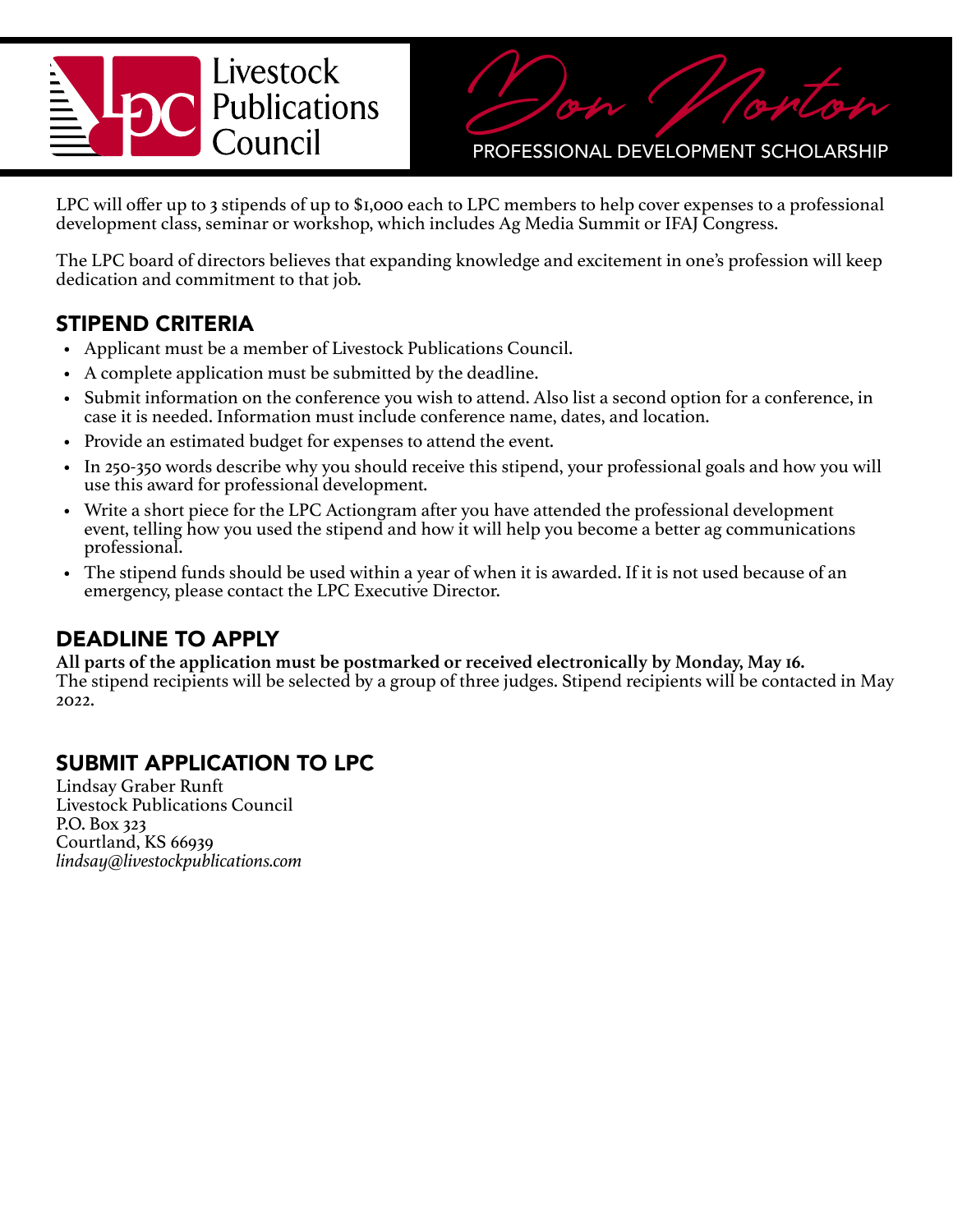Livestock Publications Council

# Don Morton

## PROFESSIONAL DEVELOPMENT SCHOLARSHIP

LPC will offer up to 3 stipends of up to $1,000 each to LPC members to help cover expenses to a professional development class, seminar or workshop, which includes Ag Media Summit or IFAJ Congress.

The LPC board of directors believes that expanding knowledge and excitement in one's profession will keep dedication and commitment to that job.

## STIPEND CRITERIA

- Applicant must be a member of Livestock Publications Council.
- A complete application must be submitted by the deadline.
- Submit information on the conference you wish to attend. Also list a second option for a conference, in case it is needed. Information must include conference name, dates, and location.
- Provide an estimated budget for expenses to attend the event.
- In 250-350 words describe why you should receive this stipend, your professional goals and how you will use this award for professional development.
- Write a short piece for the LPC Actiongram after you have attended the professional development event, telling how you used the stipend and how it will help you become a better ag communications professional.
- The stipend funds should be used within a year of when it is awarded. If it is not used because of an emergency, please contact the LPC Executive Director.

## DEADLINE TO APPLY

**All parts of the application must be postmarked or received electronically by Monday, May 16.**
The stipend recipients will be selected by a group of three judges. Stipend recipients will be contacted in May 2022.

## SUBMIT APPLICATION TO LPC

Lindsay Graber Runft
Livestock Publications Council
P.O. Box 323
Courtland, KS 66939
*lindsay@livestockpublications.com*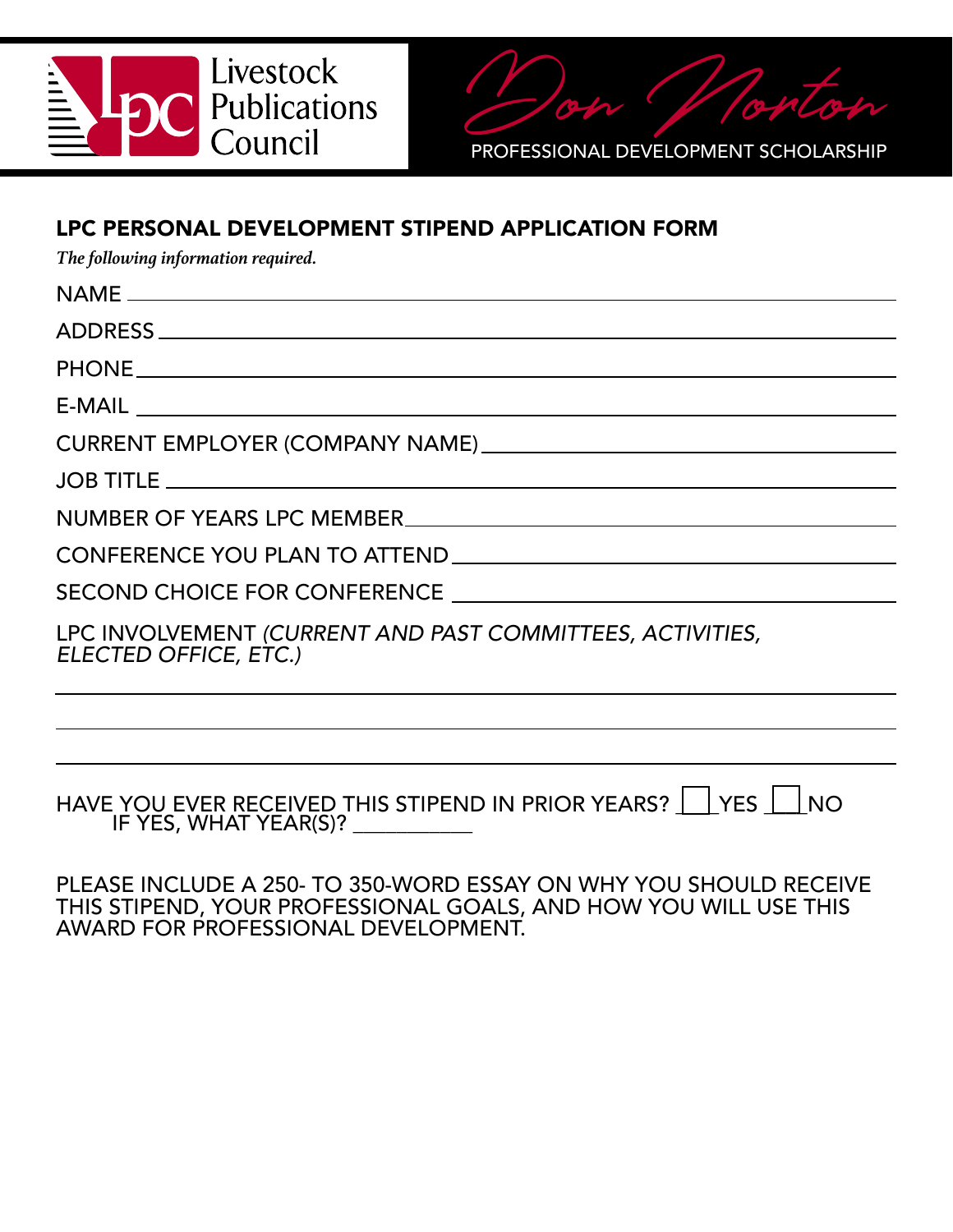Livestock Publications Council

Don Morton

PROFESSIONAL DEVELOPMENT SCHOLARSHIP

## LPC PERSONAL DEVELOPMENT STIPEND APPLICATION FORM

*The following information required.*

NAME ______________________________

ADDRESS ______________________________

PHONE ______________________________

E-MAIL ______________________________

CURRENT EMPLOYER (COMPANY NAME) ______________________________

JOB TITLE ______________________________

NUMBER OF YEARS LPC MEMBER ______________________________

CONFERENCE YOU PLAN TO ATTEND ______________________________

SECOND CHOICE FOR CONFERENCE ______________________________

LPC INVOLVEMENT *(CURRENT AND PAST COMMITTEES, ACTIVITIES, ELECTED OFFICE, ETC.)*

______________________________

______________________________

______________________________

HAVE YOU EVER RECEIVED THIS STIPEND IN PRIOR YEARS? ☐ YES ☐ NO
IF YES, WHAT YEAR(S)? ___________

PLEASE INCLUDE A 250- TO 350-WORD ESSAY ON WHY YOU SHOULD RECEIVE THIS STIPEND, YOUR PROFESSIONAL GOALS, AND HOW YOU WILL USE THIS AWARD FOR PROFESSIONAL DEVELOPMENT.